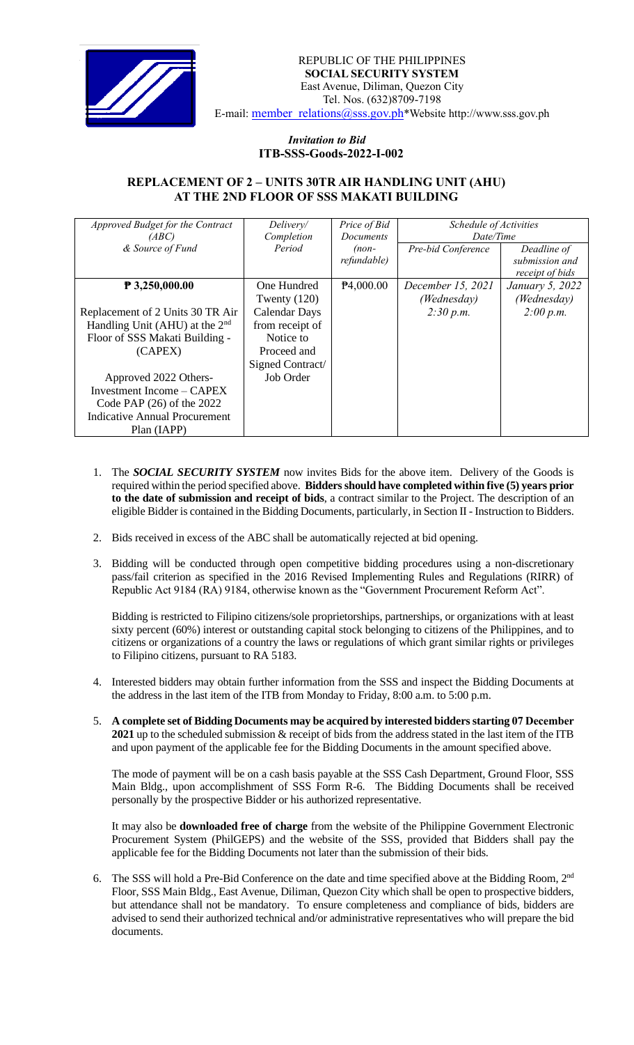REPUBLIC OF THE PHILIPPINES
**SOCIAL SECURITY SYSTEM**
East Avenue, Diliman, Quezon City
Tel. Nos. (632)8709-7198
E-mail: member_relations@sss.gov.ph*Website http://www.sss.gov.ph

***Invitation to Bid***
**ITB-SSS-Goods-2022-I-002**

## REPLACEMENT OF 2 – UNITS 30TR AIR HANDLING UNIT (AHU) AT THE 2ND FLOOR OF SSS MAKATI BUILDING

| *Approved Budget for the Contract (ABC) & Source of Fund* | *Delivery/ Completion Period* | *Price of Bid Documents (non-refundable)* | *Schedule of Activities Date/Time* | |
|---|---|---|---|---|
| | | | *Pre-bid Conference* | *Deadline of submission and receipt of bids* |
| **₱ 3,250,000.00**<br><br>Replacement of 2 Units 30 TR Air Handling Unit (AHU) at the 2nd Floor of SSS Makati Building - (CAPEX)<br><br>Approved 2022 Others- Investment Income – CAPEX Code PAP (26) of the 2022 Indicative Annual Procurement Plan (IAPP) | One Hundred Twenty (120) Calendar Days from receipt of Notice to Proceed and Signed Contract/ Job Order | ₱4,000.00 | *December 15, 2021 (Wednesday) 2:30 p.m.* | *January 5, 2022 (Wednesday) 2:00 p.m.* |

1. The ***SOCIAL SECURITY SYSTEM*** now invites Bids for the above item. Delivery of the Goods is required within the period specified above. **Bidders should have completed within five (5) years prior to the date of submission and receipt of bids**, a contract similar to the Project. The description of an eligible Bidder is contained in the Bidding Documents, particularly, in Section II - Instruction to Bidders.

2. Bids received in excess of the ABC shall be automatically rejected at bid opening.

3. Bidding will be conducted through open competitive bidding procedures using a non-discretionary pass/fail criterion as specified in the 2016 Revised Implementing Rules and Regulations (RIRR) of Republic Act 9184 (RA) 9184, otherwise known as the "Government Procurement Reform Act".

   Bidding is restricted to Filipino citizens/sole proprietorships, partnerships, or organizations with at least sixty percent (60%) interest or outstanding capital stock belonging to citizens of the Philippines, and to citizens or organizations of a country the laws or regulations of which grant similar rights or privileges to Filipino citizens, pursuant to RA 5183.

4. Interested bidders may obtain further information from the SSS and inspect the Bidding Documents at the address in the last item of the ITB from Monday to Friday, 8:00 a.m. to 5:00 p.m.

5. **A complete set of Bidding Documents may be acquired by interested bidders starting 07 December 2021** up to the scheduled submission & receipt of bids from the address stated in the last item of the ITB and upon payment of the applicable fee for the Bidding Documents in the amount specified above.

   The mode of payment will be on a cash basis payable at the SSS Cash Department, Ground Floor, SSS Main Bldg., upon accomplishment of SSS Form R-6. The Bidding Documents shall be received personally by the prospective Bidder or his authorized representative.

   It may also be **downloaded free of charge** from the website of the Philippine Government Electronic Procurement System (PhilGEPS) and the website of the SSS, provided that Bidders shall pay the applicable fee for the Bidding Documents not later than the submission of their bids.

6. The SSS will hold a Pre-Bid Conference on the date and time specified above at the Bidding Room, 2nd Floor, SSS Main Bldg., East Avenue, Diliman, Quezon City which shall be open to prospective bidders, but attendance shall not be mandatory. To ensure completeness and compliance of bids, bidders are advised to send their authorized technical and/or administrative representatives who will prepare the bid documents.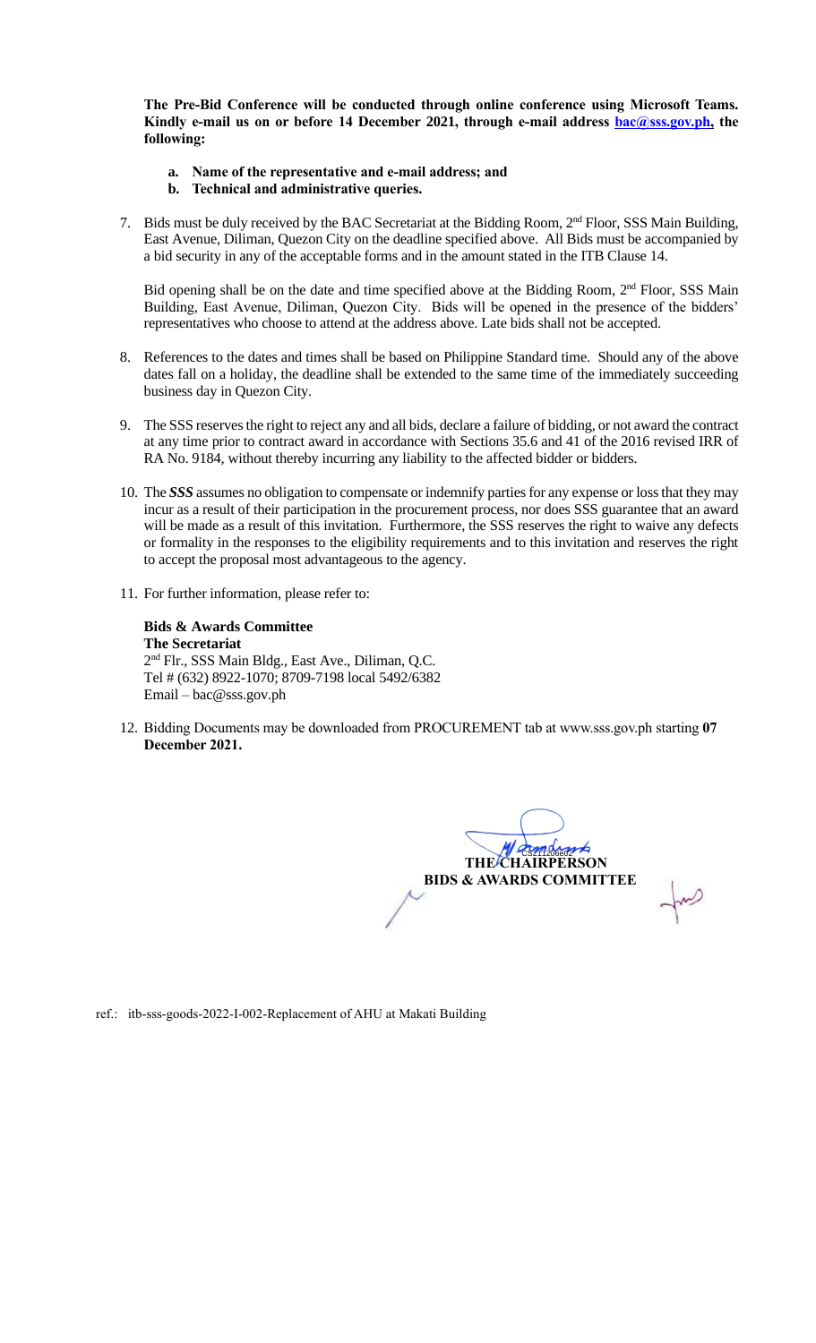**The Pre-Bid Conference will be conducted through online conference using Microsoft Teams. Kindly e-mail us on or before 14 December 2021, through e-mail address bac@sss.gov.ph, the following:**

- **a. Name of the representative and e-mail address; and**
- **b. Technical and administrative queries.**

7. Bids must be duly received by the BAC Secretariat at the Bidding Room, 2nd Floor, SSS Main Building, East Avenue, Diliman, Quezon City on the deadline specified above. All Bids must be accompanied by a bid security in any of the acceptable forms and in the amount stated in the ITB Clause 14.

   Bid opening shall be on the date and time specified above at the Bidding Room, 2nd Floor, SSS Main Building, East Avenue, Diliman, Quezon City. Bids will be opened in the presence of the bidders' representatives who choose to attend at the address above. Late bids shall not be accepted.

8. References to the dates and times shall be based on Philippine Standard time. Should any of the above dates fall on a holiday, the deadline shall be extended to the same time of the immediately succeeding business day in Quezon City.

9. The SSS reserves the right to reject any and all bids, declare a failure of bidding, or not award the contract at any time prior to contract award in accordance with Sections 35.6 and 41 of the 2016 revised IRR of RA No. 9184, without thereby incurring any liability to the affected bidder or bidders.

10. The ***SSS*** assumes no obligation to compensate or indemnify parties for any expense or loss that they may incur as a result of their participation in the procurement process, nor does SSS guarantee that an award will be made as a result of this invitation. Furthermore, the SSS reserves the right to waive any defects or formality in the responses to the eligibility requirements and to this invitation and reserves the right to accept the proposal most advantageous to the agency.

11. For further information, please refer to:

    **Bids & Awards Committee**
    **The Secretariat**
    2nd Flr., SSS Main Bldg., East Ave., Diliman, Q.C.
    Tel # (632) 8922-1070; 8709-7198 local 5492/6382
    Email – bac@sss.gov.ph

12. Bidding Documents may be downloaded from PROCUREMENT tab at www.sss.gov.ph starting **07 December 2021.**

CS211206602

**THE CHAIRPERSON**
**BIDS & AWARDS COMMITTEE**

ref.: itb-sss-goods-2022-I-002-Replacement of AHU at Makati Building